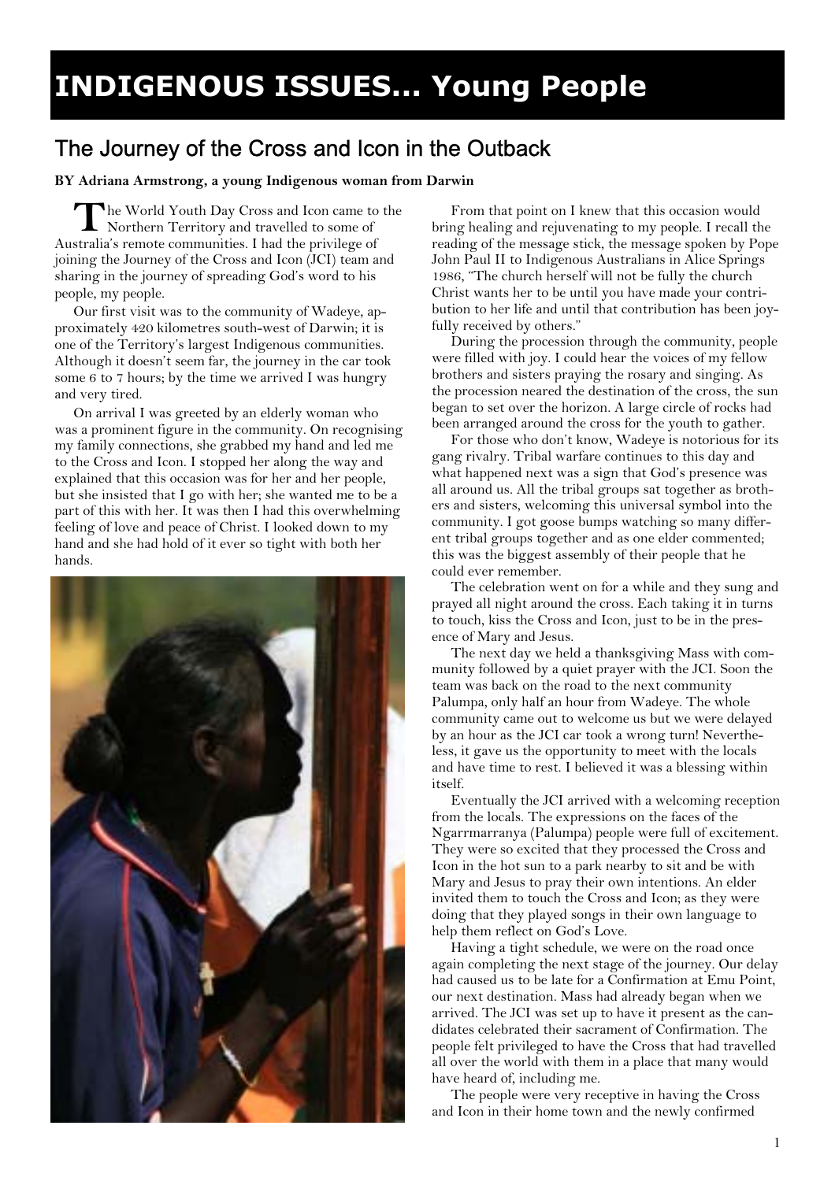# INDIGENOUS ISSUES... Young People

## The Journey of the Cross and Icon in the Outback

**BY Adriana Armstrong, a young Indigenous woman from Darwin**

The World Youth Day Cross and Icon came to the Northern Territory and travelled to some of Australia's remote communities. I had the privilege of joining the Journey of the Cross and Icon (JCI) team and sharing in the journey of spreading God's word to his people, my people.

Our first visit was to the community of Wadeye, approximately 420 kilometres south-west of Darwin; it is one of the Territory's largest Indigenous communities. Although it doesn't seem far, the journey in the car took some 6 to 7 hours; by the time we arrived I was hungry and very tired.

On arrival I was greeted by an elderly woman who was a prominent figure in the community. On recognising my family connections, she grabbed my hand and led me to the Cross and Icon. I stopped her along the way and explained that this occasion was for her and her people, but she insisted that I go with her; she wanted me to be a part of this with her. It was then I had this overwhelming feeling of love and peace of Christ. I looked down to my hand and she had hold of it ever so tight with both her hands.

From that point on I knew that this occasion would bring healing and rejuvenating to my people. I recall the reading of the message stick, the message spoken by Pope John Paul II to Indigenous Australians in Alice Springs 1986, "The church herself will not be fully the church Christ wants her to be until you have made your contribution to her life and until that contribution has been joyfully received by others."

During the procession through the community, people were filled with joy. I could hear the voices of my fellow brothers and sisters praying the rosary and singing. As the procession neared the destination of the cross, the sun began to set over the horizon. A large circle of rocks had been arranged around the cross for the youth to gather.

For those who don't know, Wadeye is notorious for its gang rivalry. Tribal warfare continues to this day and what happened next was a sign that God's presence was all around us. All the tribal groups sat together as brothers and sisters, welcoming this universal symbol into the community. I got goose bumps watching so many different tribal groups together and as one elder commented; this was the biggest assembly of their people that he could ever remember.

The celebration went on for a while and they sung and prayed all night around the cross. Each taking it in turns to touch, kiss the Cross and Icon, just to be in the presence of Mary and Jesus.

The next day we held a thanksgiving Mass with community followed by a quiet prayer with the JCI. Soon the team was back on the road to the next community Palumpa, only half an hour from Wadeye. The whole community came out to welcome us but we were delayed by an hour as the JCI car took a wrong turn! Nevertheless, it gave us the opportunity to meet with the locals and have time to rest. I believed it was a blessing within itself.

Eventually the JCI arrived with a welcoming reception from the locals. The expressions on the faces of the Ngarrmarranya (Palumpa) people were full of excitement. They were so excited that they processed the Cross and Icon in the hot sun to a park nearby to sit and be with Mary and Jesus to pray their own intentions. An elder invited them to touch the Cross and Icon; as they were doing that they played songs in their own language to help them reflect on God's Love.

Having a tight schedule, we were on the road once again completing the next stage of the journey. Our delay had caused us to be late for a Confirmation at Emu Point, our next destination. Mass had already began when we arrived. The JCI was set up to have it present as the candidates celebrated their sacrament of Confirmation. The people felt privileged to have the Cross that had travelled all over the world with them in a place that many would have heard of, including me.

The people were very receptive in having the Cross and Icon in their home town and the newly confirmed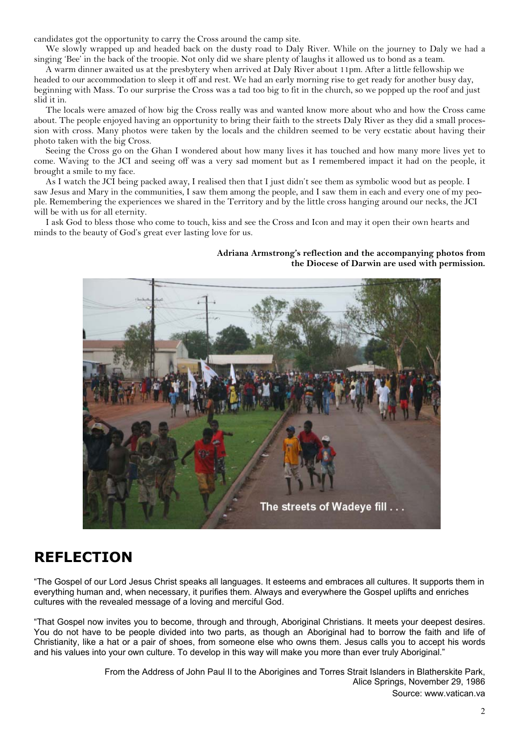candidates got the opportunity to carry the Cross around the camp site.

We slowly wrapped up and headed back on the dusty road to Daly River. While on the journey to Daly we had a singing 'Bee' in the back of the troopie. Not only did we share plenty of laughs it allowed us to bond as a team.

A warm dinner awaited us at the presbytery when arrived at Daly River about 11pm. After a little fellowship we headed to our accommodation to sleep it off and rest. We had an early morning rise to get ready for another busy day, beginning with Mass. To our surprise the Cross was a tad too big to fit in the church, so we popped up the roof and just slid it in.

The locals were amazed of how big the Cross really was and wanted know more about who and how the Cross came about. The people enjoyed having an opportunity to bring their faith to the streets Daly River as they did a small procession with cross. Many photos were taken by the locals and the children seemed to be very ecstatic about having their photo taken with the big Cross.

Seeing the Cross go on the Ghan I wondered about how many lives it has touched and how many more lives yet to come. Waving to the JCI and seeing off was a very sad moment but as I remembered impact it had on the people, it brought a smile to my face.

As I watch the JCI being packed away, I realised then that I just didn't see them as symbolic wood but as people. I saw Jesus and Mary in the communities, I saw them among the people, and I saw them in each and every one of my people. Remembering the experiences we shared in the Territory and by the little cross hanging around our necks, the JCI will be with us for all eternity.

I ask God to bless those who come to touch, kiss and see the Cross and Icon and may it open their own hearts and minds to the beauty of God's great ever lasting love for us.

**Adriana Armstrong's reflection and the accompanying photos from the Diocese of Darwin are used with permission.**

The streets of Wadeye fill . . .

## REFLECTION

"The Gospel of our Lord Jesus Christ speaks all languages. It esteems and embraces all cultures. It supports them in everything human and, when necessary, it purifies them. Always and everywhere the Gospel uplifts and enriches cultures with the revealed message of a loving and merciful God.

"That Gospel now invites you to become, through and through, Aboriginal Christians. It meets your deepest desires. You do not have to be people divided into two parts, as though an Aboriginal had to borrow the faith and life of Christianity, like a hat or a pair of shoes, from someone else who owns them. Jesus calls you to accept his words and his values into your own culture. To develop in this way will make you more than ever truly Aboriginal."

From the Address of John Paul II to the Aborigines and Torres Strait Islanders in Blatherskite Park, Alice Springs, November 29, 1986

Source: www.vatican.va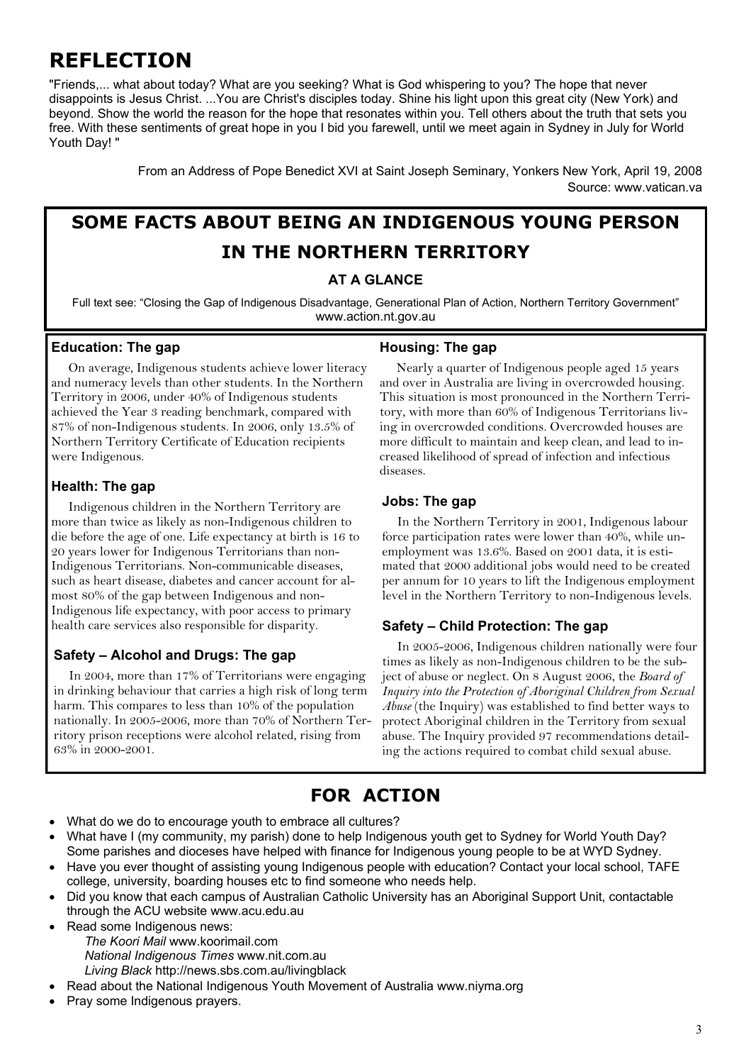# REFLECTION

"Friends,... what about today? What are you seeking? What is God whispering to you? The hope that never disappoints is Jesus Christ. ...You are Christ's disciples today. Shine his light upon this great city (New York) and beyond. Show the world the reason for the hope that resonates within you. Tell others about the truth that sets you free. With these sentiments of great hope in you I bid you farewell, until we meet again in Sydney in July for World Youth Day! "

From an Address of Pope Benedict XVI at Saint Joseph Seminary, Yonkers New York, April 19, 2008
Source: www.vatican.va

# SOME FACTS ABOUT BEING AN INDIGENOUS YOUNG PERSON IN THE NORTHERN TERRITORY

### AT A GLANCE

Full text see: "Closing the Gap of Indigenous Disadvantage, Generational Plan of Action, Northern Territory Government" www.action.nt.gov.au

### Education: The gap

On average, Indigenous students achieve lower literacy and numeracy levels than other students. In the Northern Territory in 2006, under 40% of Indigenous students achieved the Year 3 reading benchmark, compared with 87% of non-Indigenous students. In 2006, only 13.5% of Northern Territory Certificate of Education recipients were Indigenous.

### Health: The gap

Indigenous children in the Northern Territory are more than twice as likely as non-Indigenous children to die before the age of one. Life expectancy at birth is 16 to 20 years lower for Indigenous Territorians than non-Indigenous Territorians. Non-communicable diseases, such as heart disease, diabetes and cancer account for almost 80% of the gap between Indigenous and non-Indigenous life expectancy, with poor access to primary health care services also responsible for disparity.

### Safety – Alcohol and Drugs: The gap

In 2004, more than 17% of Territorians were engaging in drinking behaviour that carries a high risk of long term harm. This compares to less than 10% of the population nationally. In 2005-2006, more than 70% of Northern Territory prison receptions were alcohol related, rising from 63% in 2000-2001.

### Housing: The gap

Nearly a quarter of Indigenous people aged 15 years and over in Australia are living in overcrowded housing. This situation is most pronounced in the Northern Territory, with more than 60% of Indigenous Territorians living in overcrowded conditions. Overcrowded houses are more difficult to maintain and keep clean, and lead to increased likelihood of spread of infection and infectious diseases.

### Jobs: The gap

In the Northern Territory in 2001, Indigenous labour force participation rates were lower than 40%, while unemployment was 13.6%. Based on 2001 data, it is estimated that 2000 additional jobs would need to be created per annum for 10 years to lift the Indigenous employment level in the Northern Territory to non-Indigenous levels.

### Safety – Child Protection: The gap

In 2005-2006, Indigenous children nationally were four times as likely as non-Indigenous children to be the subject of abuse or neglect. On 8 August 2006, the *Board of Inquiry into the Protection of Aboriginal Children from Sexual Abuse* (the Inquiry) was established to find better ways to protect Aboriginal children in the Territory from sexual abuse. The Inquiry provided 97 recommendations detailing the actions required to combat child sexual abuse.

# FOR ACTION

- What do we do to encourage youth to embrace all cultures?
- What have I (my community, my parish) done to help Indigenous youth get to Sydney for World Youth Day? Some parishes and dioceses have helped with finance for Indigenous young people to be at WYD Sydney.
- Have you ever thought of assisting young Indigenous people with education? Contact your local school, TAFE college, university, boarding houses etc to find someone who needs help.
- Did you know that each campus of Australian Catholic University has an Aboriginal Support Unit, contactable through the ACU website www.acu.edu.au
- Read some Indigenous news:
  - *The Koori Mail* www.koorimail.com
  - *National Indigenous Times* www.nit.com.au
  - *Living Black* http://news.sbs.com.au/livingblack
- Read about the National Indigenous Youth Movement of Australia www.niyma.org
- Pray some Indigenous prayers.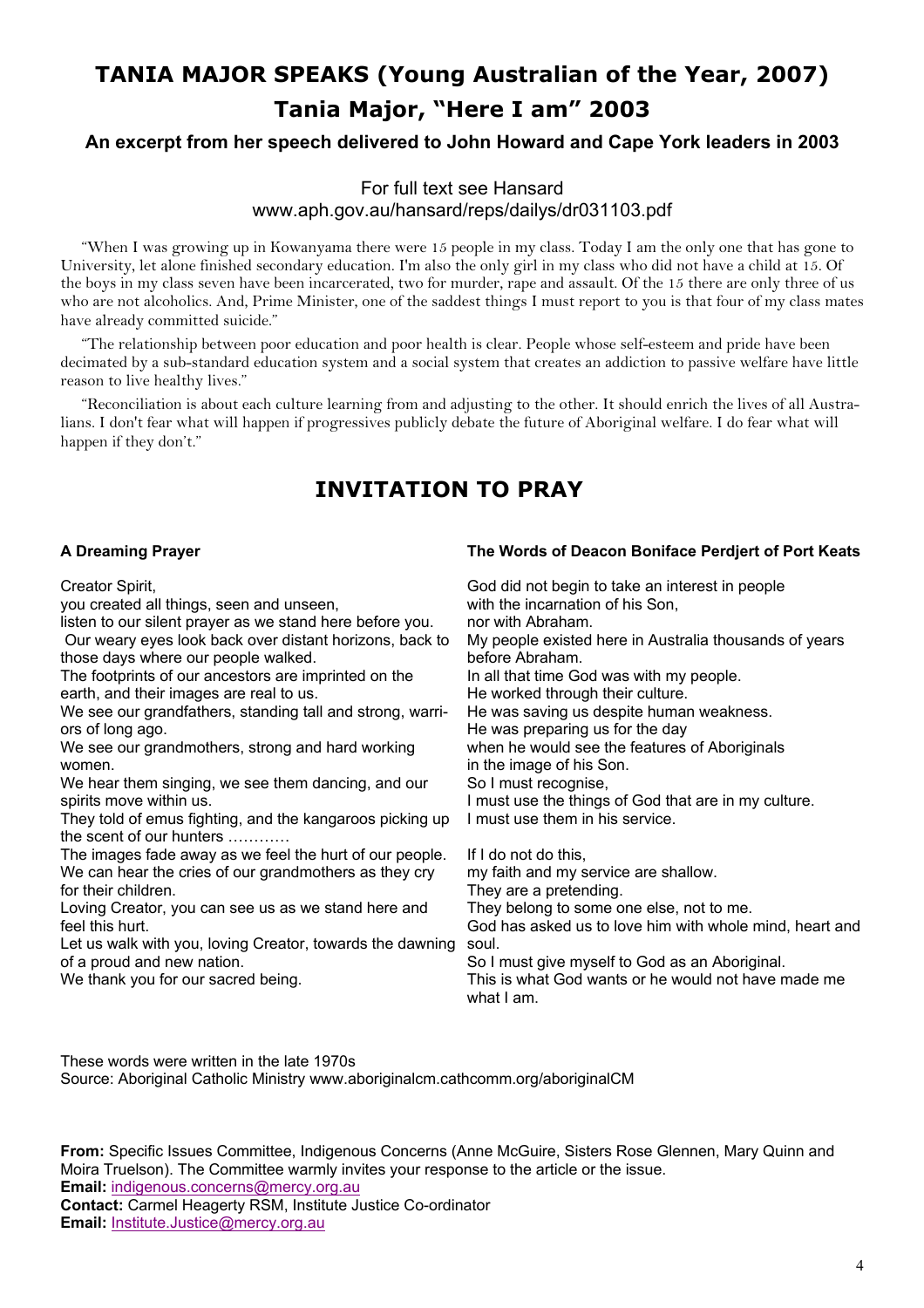# TANIA MAJOR SPEAKS (Young Australian of the Year, 2007)

# Tania Major, "Here I am" 2003

### An excerpt from her speech delivered to John Howard and Cape York leaders in 2003

For full text see Hansard
www.aph.gov.au/hansard/reps/dailys/dr031103.pdf

"When I was growing up in Kowanyama there were 15 people in my class. Today I am the only one that has gone to University, let alone finished secondary education. I'm also the only girl in my class who did not have a child at 15. Of the boys in my class seven have been incarcerated, two for murder, rape and assault. Of the 15 there are only three of us who are not alcoholics. And, Prime Minister, one of the saddest things I must report to you is that four of my class mates have already committed suicide."

"The relationship between poor education and poor health is clear. People whose self-esteem and pride have been decimated by a sub-standard education system and a social system that creates an addiction to passive welfare have little reason to live healthy lives."

"Reconciliation is about each culture learning from and adjusting to the other. It should enrich the lives of all Australians. I don't fear what will happen if progressives publicly debate the future of Aboriginal welfare. I do fear what will happen if they don't."

## INVITATION TO PRAY

**A Dreaming Prayer**

Creator Spirit,
you created all things, seen and unseen,
listen to our silent prayer as we stand here before you.
Our weary eyes look back over distant horizons, back to those days where our people walked.
The footprints of our ancestors are imprinted on the earth, and their images are real to us.
We see our grandfathers, standing tall and strong, warriors of long ago.
We see our grandmothers, strong and hard working women.
We hear them singing, we see them dancing, and our spirits move within us.
They told of emus fighting, and the kangaroos picking up the scent of our hunters …………
The images fade away as we feel the hurt of our people.
We can hear the cries of our grandmothers as they cry for their children.
Loving Creator, you can see us as we stand here and feel this hurt.
Let us walk with you, loving Creator, towards the dawning of a proud and new nation.
We thank you for our sacred being.

**The Words of Deacon Boniface Perdjert of Port Keats**

God did not begin to take an interest in people
with the incarnation of his Son,
nor with Abraham.
My people existed here in Australia thousands of years before Abraham.
In all that time God was with my people.
He worked through their culture.
He was saving us despite human weakness.
He was preparing us for the day
when he would see the features of Aboriginals
in the image of his Son.
So I must recognise,
I must use the things of God that are in my culture.
I must use them in his service.

If I do not do this,
my faith and my service are shallow.
They are a pretending.
They belong to some one else, not to me.
God has asked us to love him with whole mind, heart and soul.
So I must give myself to God as an Aboriginal.
This is what God wants or he would not have made me what I am.

These words were written in the late 1970s
Source: Aboriginal Catholic Ministry www.aboriginalcm.cathcomm.org/aboriginalCM

**From:** Specific Issues Committee, Indigenous Concerns (Anne McGuire, Sisters Rose Glennen, Mary Quinn and Moira Truelson). The Committee warmly invites your response to the article or the issue.
**Email:** indigenous.concerns@mercy.org.au
**Contact:** Carmel Heagerty RSM, Institute Justice Co-ordinator
**Email:** Institute.Justice@mercy.org.au